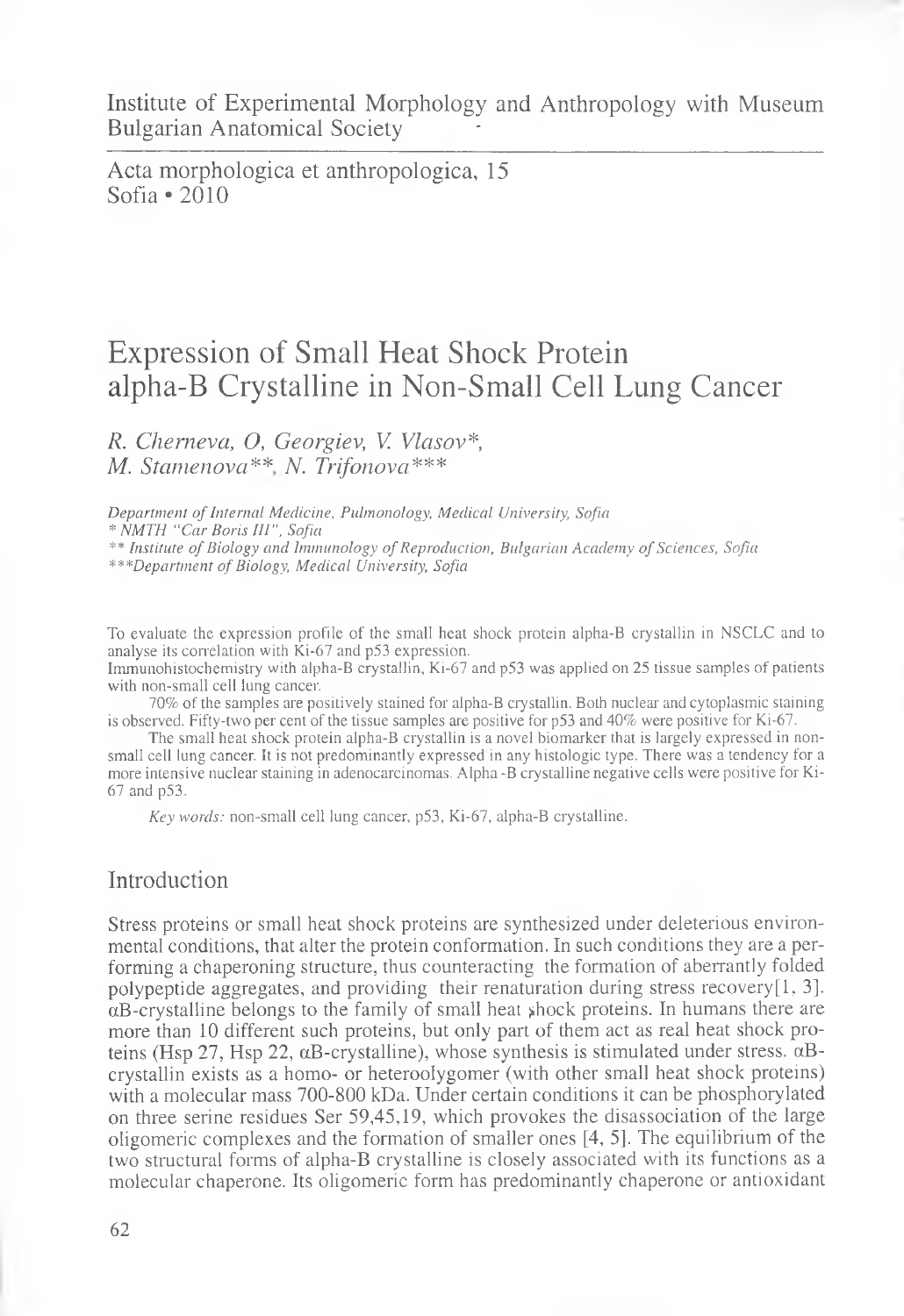Institute of Experimental Morphology and Anthropology with Museum
Bulgarian Anatomical Society

Acta morphologica et anthropologica, 15
Sofia • 2010

# Expression of Small Heat Shock Protein alpha-B Crystalline in Non-Small Cell Lung Cancer

*R. Cherneva, O, Georgiev, V. Vlasov\*, M. Stamenova\*\*, N. Trifonova\*\*\**

*Department of Internal Medicine, Pulmonology, Medical University, Sofia*
*\* NMTH "Car Boris III", Sofia*
*\*\* Institute of Biology and Immunology of Reproduction, Bulgarian Academy of Sciences, Sofia*
*\*\*\*Department of Biology, Medical University, Sofia*

To evaluate the expression profile of the small heat shock protein alpha-B crystallin in NSCLC and to analyse its correlation with Ki-67 and p53 expression.

Immunohistochemistry with alpha-B crystallin, Ki-67 and p53 was applied on 25 tissue samples of patients with non-small cell lung cancer.

70% of the samples are positively stained for alpha-B crystallin. Both nuclear and cytoplasmic staining is observed. Fifty-two per cent of the tissue samples are positive for p53 and 40% were positive for Ki-67.

The small heat shock protein alpha-B crystallin is a novel biomarker that is largely expressed in non-small cell lung cancer. It is not predominantly expressed in any histologic type. There was a tendency for a more intensive nuclear staining in adenocarcinomas. Alpha -B crystalline negative cells were positive for Ki-67 and p53.

*Key words:* non-small cell lung cancer, p53, Ki-67, alpha-B crystalline.

## Introduction

Stress proteins or small heat shock proteins are synthesized under deleterious environmental conditions, that alter the protein conformation. In such conditions they are a performing a chaperoning structure, thus counteracting the formation of aberrantly folded polypeptide aggregates, and providing their renaturation during stress recovery[1, 3]. αB-crystalline belongs to the family of small heat shock proteins. In humans there are more than 10 different such proteins, but only part of them act as real heat shock proteins (Hsp 27, Hsp 22, αB-crystalline), whose synthesis is stimulated under stress. αB-crystallin exists as a homo- or heteroolygomer (with other small heat shock proteins) with a molecular mass 700-800 kDa. Under certain conditions it can be phosphorylated on three serine residues Ser 59,45,19, which provokes the disassociation of the large oligomeric complexes and the formation of smaller ones [4, 5]. The equilibrium of the two structural forms of alpha-B crystalline is closely associated with its functions as a molecular chaperone. Its oligomeric form has predominantly chaperone or antioxidant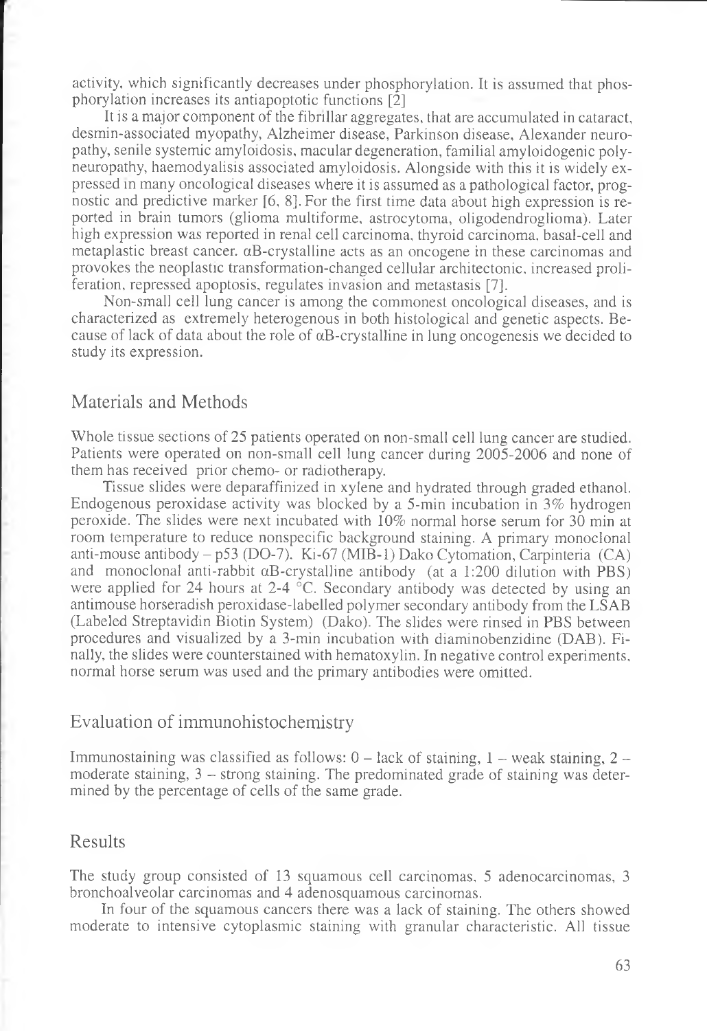activity, which significantly decreases under phosphorylation. It is assumed that phosphorylation increases its antiapoptotic functions [2]

It is a major component of the fibrillar aggregates, that are accumulated in cataract, desmin-associated myopathy, Alzheimer disease, Parkinson disease, Alexander neuropathy, senile systemic amyloidosis, macular degeneration, familial amyloidogenic polyneuropathy, haemodyalisis associated amyloidosis. Alongside with this it is widely expressed in many oncological diseases where it is assumed as a pathological factor, prognostic and predictive marker [6, 8]. For the first time data about high expression is reported in brain tumors (glioma multiforme, astrocytoma, oligodendroglioma). Later high expression was reported in renal cell carcinoma, thyroid carcinoma, basal-cell and metaplastic breast cancer. αB-crystalline acts as an oncogene in these carcinomas and provokes the neoplastic transformation-changed cellular architectonic, increased proliferation, repressed apoptosis, regulates invasion and metastasis [7].

Non-small cell lung cancer is among the commonest oncological diseases, and is characterized as extremely heterogenous in both histological and genetic aspects. Because of lack of data about the role of αB-crystalline in lung oncogenesis we decided to study its expression.

## Materials and Methods

Whole tissue sections of 25 patients operated on non-small cell lung cancer are studied. Patients were operated on non-small cell lung cancer during 2005-2006 and none of them has received prior chemo- or radiotherapy.

Tissue slides were deparaffinized in xylene and hydrated through graded ethanol. Endogenous peroxidase activity was blocked by a 5-min incubation in 3% hydrogen peroxide. The slides were next incubated with 10% normal horse serum for 30 min at room temperature to reduce nonspecific background staining. A primary monoclonal anti-mouse antibody – p53 (DO-7), Ki-67 (MIB-1) Dako Cytomation, Carpinteria (CA) and monoclonal anti-rabbit αB-crystalline antibody (at a 1:200 dilution with PBS) were applied for 24 hours at 2-4 °C. Secondary antibody was detected by using an antimouse horseradish peroxidase-labelled polymer secondary antibody from the LSAB (Labeled Streptavidin Biotin System) (Dako). The slides were rinsed in PBS between procedures and visualized by a 3-min incubation with diaminobenzidine (DAB). Finally, the slides were counterstained with hematoxylin. In negative control experiments, normal horse serum was used and the primary antibodies were omitted.

## Evaluation of immunohistochemistry

Immunostaining was classified as follows: 0 – lack of staining, 1 – weak staining, 2 – moderate staining, 3 – strong staining. The predominated grade of staining was determined by the percentage of cells of the same grade.

## Results

The study group consisted of 13 squamous cell carcinomas, 5 adenocarcinomas, 3 bronchoalveolar carcinomas and 4 adenosquamous carcinomas.

In four of the squamous cancers there was a lack of staining. The others showed moderate to intensive cytoplasmic staining with granular characteristic. All tissue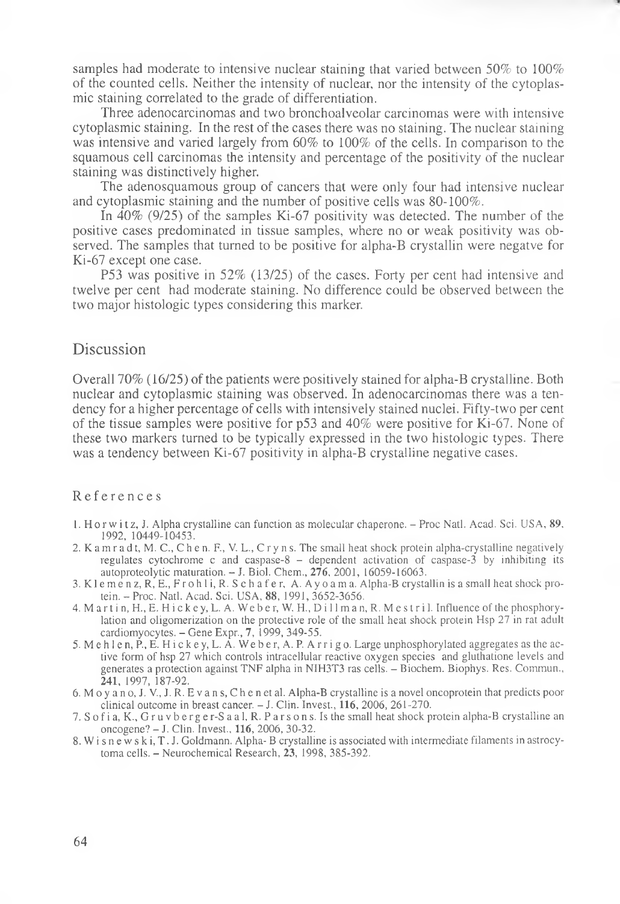samples had moderate to intensive nuclear staining that varied between 50% to 100% of the counted cells. Neither the intensity of nuclear, nor the intensity of the cytoplasmic staining correlated to the grade of differentiation.

Three adenocarcinomas and two bronchoalveolar carcinomas were with intensive cytoplasmic staining. In the rest of the cases there was no staining. The nuclear staining was intensive and varied largely from 60% to 100% of the cells. In comparison to the squamous cell carcinomas the intensity and percentage of the positivity of the nuclear staining was distinctively higher.

The adenosquamous group of cancers that were only four had intensive nuclear and cytoplasmic staining and the number of positive cells was 80-100%.

In 40% (9/25) of the samples Ki-67 positivity was detected. The number of the positive cases predominated in tissue samples, where no or weak positivity was observed. The samples that turned to be positive for alpha-B crystallin were negatve for Ki-67 except one case.

P53 was positive in 52% (13/25) of the cases. Forty per cent had intensive and twelve per cent had moderate staining. No difference could be observed between the two major histologic types considering this marker.

## Discussion

Overall 70% (16/25) of the patients were positively stained for alpha-B crystalline. Both nuclear and cytoplasmic staining was observed. In adenocarcinomas there was a tendency for a higher percentage of cells with intensively stained nuclei. Fifty-two per cent of the tissue samples were positive for p53 and 40% were positive for Ki-67. None of these two markers turned to be typically expressed in the two histologic types. There was a tendency between Ki-67 positivity in alpha-B crystalline negative cases.

## References

1. Horwitz, J. Alpha crystalline can function as molecular chaperone. – Proc Natl. Acad. Sci. USA, **89**, 1992, 10449-10453.
2. Kamradt, M. C., Chen. F., V. L., Cryns. The small heat shock protein alpha-crystalline negatively regulates cytochrome c and caspase-8 – dependent activation of caspase-3 by inhibiting its autoproteolytic maturation. – J. Biol. Chem., **276**, 2001, 16059-16063.
3. Klemenz, R, E., Frohli, R. Schafer, A. Ayoama. Alpha-B crystallin is a small heat shock protein. – Proc. Natl. Acad. Sci. USA, **88**, 1991, 3652-3656.
4. Martin, H., E. Hickey, L. A. Weber, W. H., Dillman, R. Mestril. Influence of the phosphorylation and oligomerization on the protective role of the small heat shock protein Hsp 27 in rat adult cardiomyocytes. – Gene Expr., **7**, 1999, 349-55.
5. Mehlen, P., E. Hickey, L. A. Weber, A. P. Arrigo. Large unphosphorylated aggregates as the active form of hsp 27 which controls intracellular reactive oxygen species and gluthatione levels and generates a protection against TNF alpha in NIH3T3 ras cells. – Biochem. Biophys. Res. Commun., **241**, 1997, 187-92.
6. Moyano, J. V., J. R. Evans, Chen et al. Alpha-B crystalline is a novel oncoprotein that predicts poor clinical outcome in breast cancer. – J. Clin. Invest., **116**, 2006, 261-270.
7. Sofia, K., Gruvberger-Saal, R. Parsons. Is the small heat shock protein alpha-B crystalline an oncogene? – J. Clin. Invest., **116**, 2006, 30-32.
8. Wisnewski, T. J. Goldmann. Alpha- B crystalline is associated with intermediate filaments in astrocytoma cells. – Neurochemical Research, **23**, 1998, 385-392.